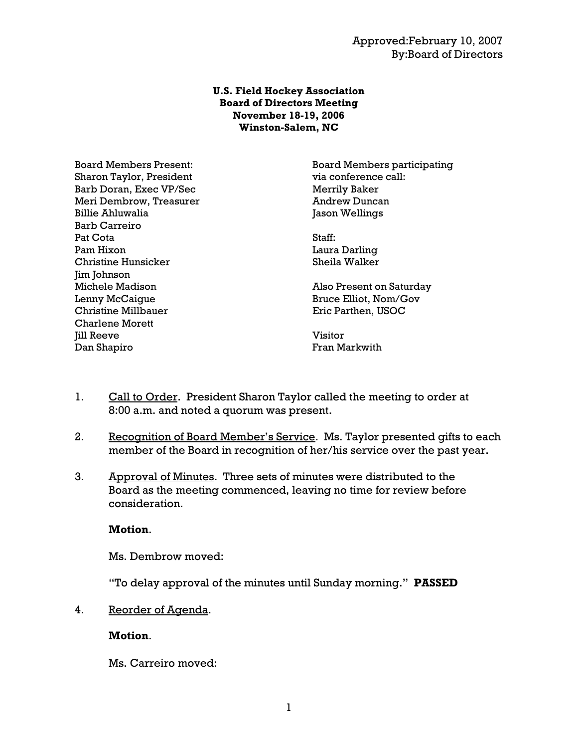Approved:February 10, 2007
By:Board of Directors

**U.S. Field Hockey Association**
**Board of Directors Meeting**
**November 18-19, 2006**
**Winston-Salem, NC**

Board Members Present:
Sharon Taylor, President
Barb Doran, Exec VP/Sec
Meri Dembrow, Treasurer
Billie Ahluwalia
Barb Carreiro
Pat Cota
Pam Hixon
Christine Hunsicker
Jim Johnson
Michele Madison
Lenny McCaigue
Christine Millbauer
Charlene Morett
Jill Reeve
Dan Shapiro

Board Members participating via conference call:
Merrily Baker
Andrew Duncan
Jason Wellings

Staff:
Laura Darling
Sheila Walker

Also Present on Saturday
Bruce Elliot, Nom/Gov
Eric Parthen, USOC

Visitor
Fran Markwith

1. Call to Order. President Sharon Taylor called the meeting to order at 8:00 a.m. and noted a quorum was present.

2. Recognition of Board Member's Service. Ms. Taylor presented gifts to each member of the Board in recognition of her/his service over the past year.

3. Approval of Minutes. Three sets of minutes were distributed to the Board as the meeting commenced, leaving no time for review before consideration.

   **Motion**.

   Ms. Dembrow moved:

   "To delay approval of the minutes until Sunday morning." **PASSED**

4. Reorder of Agenda.

   **Motion**.

   Ms. Carreiro moved: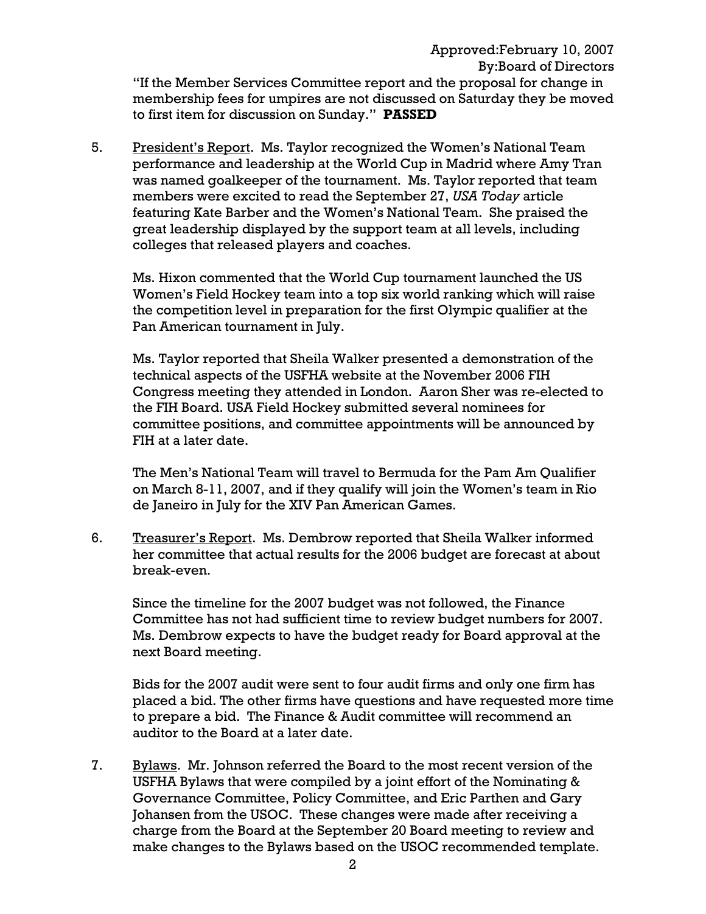Approved:February 10, 2007
By:Board of Directors

"If the Member Services Committee report and the proposal for change in membership fees for umpires are not discussed on Saturday they be moved to first item for discussion on Sunday." **PASSED**

5. President's Report. Ms. Taylor recognized the Women's National Team performance and leadership at the World Cup in Madrid where Amy Tran was named goalkeeper of the tournament. Ms. Taylor reported that team members were excited to read the September 27, *USA Today* article featuring Kate Barber and the Women's National Team. She praised the great leadership displayed by the support team at all levels, including colleges that released players and coaches.

   Ms. Hixon commented that the World Cup tournament launched the US Women's Field Hockey team into a top six world ranking which will raise the competition level in preparation for the first Olympic qualifier at the Pan American tournament in July.

   Ms. Taylor reported that Sheila Walker presented a demonstration of the technical aspects of the USFHA website at the November 2006 FIH Congress meeting they attended in London. Aaron Sher was re-elected to the FIH Board. USA Field Hockey submitted several nominees for committee positions, and committee appointments will be announced by FIH at a later date.

   The Men's National Team will travel to Bermuda for the Pam Am Qualifier on March 8-11, 2007, and if they qualify will join the Women's team in Rio de Janeiro in July for the XIV Pan American Games.

6. Treasurer's Report. Ms. Dembrow reported that Sheila Walker informed her committee that actual results for the 2006 budget are forecast at about break-even.

   Since the timeline for the 2007 budget was not followed, the Finance Committee has not had sufficient time to review budget numbers for 2007. Ms. Dembrow expects to have the budget ready for Board approval at the next Board meeting.

   Bids for the 2007 audit were sent to four audit firms and only one firm has placed a bid. The other firms have questions and have requested more time to prepare a bid. The Finance & Audit committee will recommend an auditor to the Board at a later date.

7. Bylaws. Mr. Johnson referred the Board to the most recent version of the USFHA Bylaws that were compiled by a joint effort of the Nominating & Governance Committee, Policy Committee, and Eric Parthen and Gary Johansen from the USOC. These changes were made after receiving a charge from the Board at the September 20 Board meeting to review and make changes to the Bylaws based on the USOC recommended template.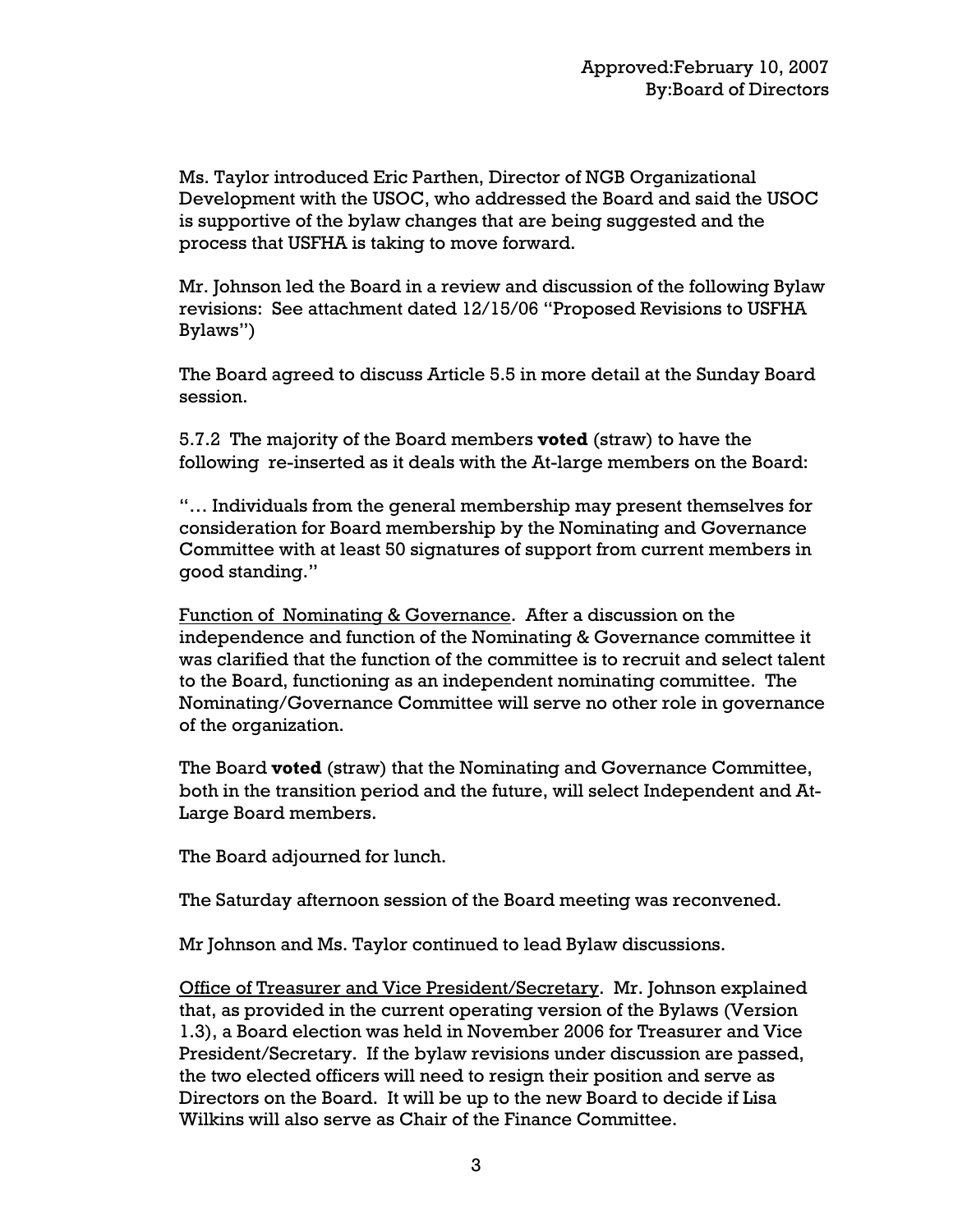Approved:February 10, 2007
By:Board of Directors

Ms. Taylor introduced Eric Parthen, Director of NGB Organizational Development with the USOC, who addressed the Board and said the USOC is supportive of the bylaw changes that are being suggested and the process that USFHA is taking to move forward.

Mr. Johnson led the Board in a review and discussion of the following Bylaw revisions: See attachment dated 12/15/06 "Proposed Revisions to USFHA Bylaws")

The Board agreed to discuss Article 5.5 in more detail at the Sunday Board session.

5.7.2 The majority of the Board members **voted** (straw) to have the following re-inserted as it deals with the At-large members on the Board:

"… Individuals from the general membership may present themselves for consideration for Board membership by the Nominating and Governance Committee with at least 50 signatures of support from current members in good standing."

<u>Function of Nominating & Governance</u>. After a discussion on the independence and function of the Nominating & Governance committee it was clarified that the function of the committee is to recruit and select talent to the Board, functioning as an independent nominating committee. The Nominating/Governance Committee will serve no other role in governance of the organization.

The Board **voted** (straw) that the Nominating and Governance Committee, both in the transition period and the future, will select Independent and At-Large Board members.

The Board adjourned for lunch.

The Saturday afternoon session of the Board meeting was reconvened.

Mr Johnson and Ms. Taylor continued to lead Bylaw discussions.

<u>Office of Treasurer and Vice President/Secretary</u>. Mr. Johnson explained that, as provided in the current operating version of the Bylaws (Version 1.3), a Board election was held in November 2006 for Treasurer and Vice President/Secretary. If the bylaw revisions under discussion are passed, the two elected officers will need to resign their position and serve as Directors on the Board. It will be up to the new Board to decide if Lisa Wilkins will also serve as Chair of the Finance Committee.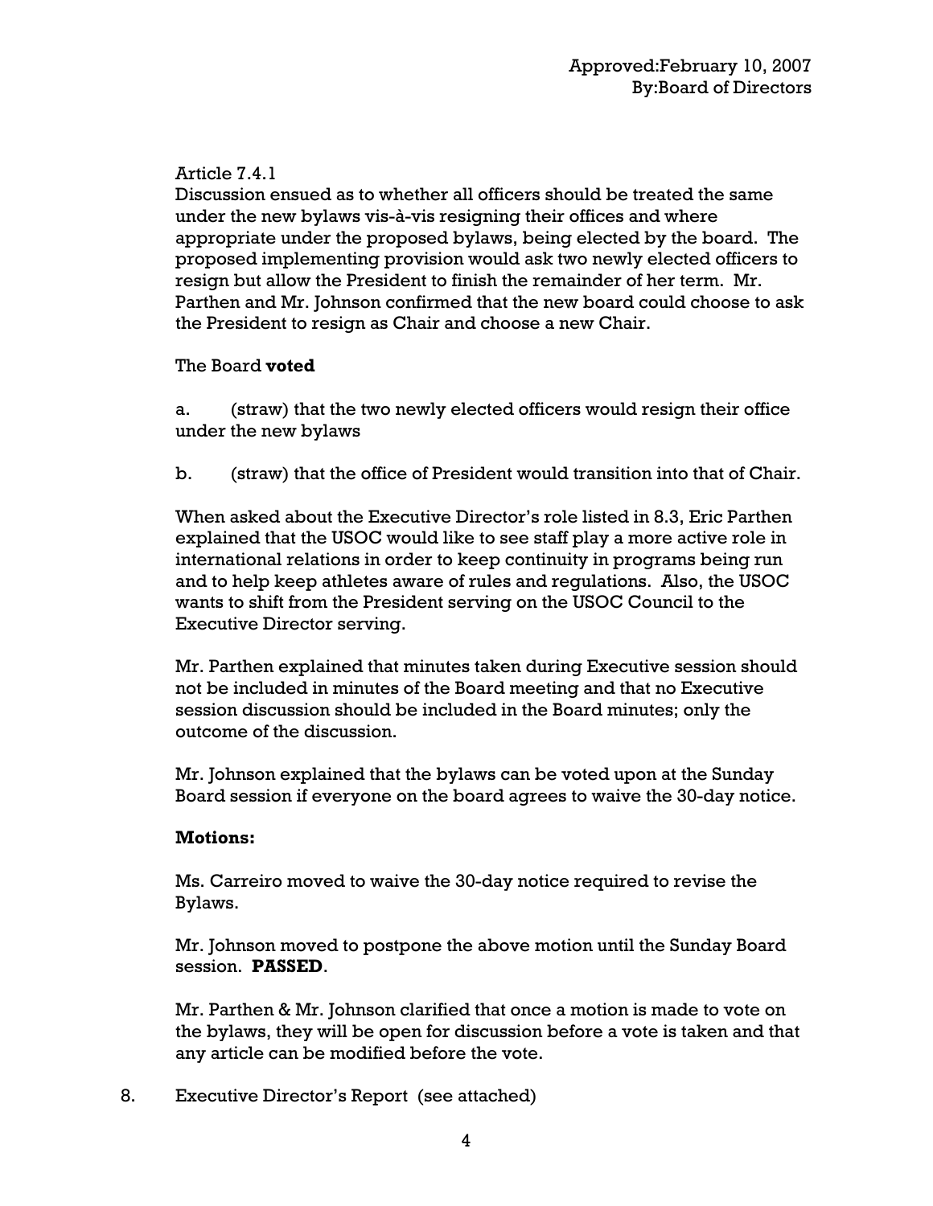Approved:February 10, 2007
By:Board of Directors

Article 7.4.1

Discussion ensued as to whether all officers should be treated the same under the new bylaws vis-à-vis resigning their offices and where appropriate under the proposed bylaws, being elected by the board. The proposed implementing provision would ask two newly elected officers to resign but allow the President to finish the remainder of her term. Mr. Parthen and Mr. Johnson confirmed that the new board could choose to ask the President to resign as Chair and choose a new Chair.

The Board **voted**

a. (straw) that the two newly elected officers would resign their office under the new bylaws

b. (straw) that the office of President would transition into that of Chair.

When asked about the Executive Director's role listed in 8.3, Eric Parthen explained that the USOC would like to see staff play a more active role in international relations in order to keep continuity in programs being run and to help keep athletes aware of rules and regulations. Also, the USOC wants to shift from the President serving on the USOC Council to the Executive Director serving.

Mr. Parthen explained that minutes taken during Executive session should not be included in minutes of the Board meeting and that no Executive session discussion should be included in the Board minutes; only the outcome of the discussion.

Mr. Johnson explained that the bylaws can be voted upon at the Sunday Board session if everyone on the board agrees to waive the 30-day notice.

**Motions:**

Ms. Carreiro moved to waive the 30-day notice required to revise the Bylaws.

Mr. Johnson moved to postpone the above motion until the Sunday Board session. **PASSED**.

Mr. Parthen & Mr. Johnson clarified that once a motion is made to vote on the bylaws, they will be open for discussion before a vote is taken and that any article can be modified before the vote.

8. Executive Director's Report (see attached)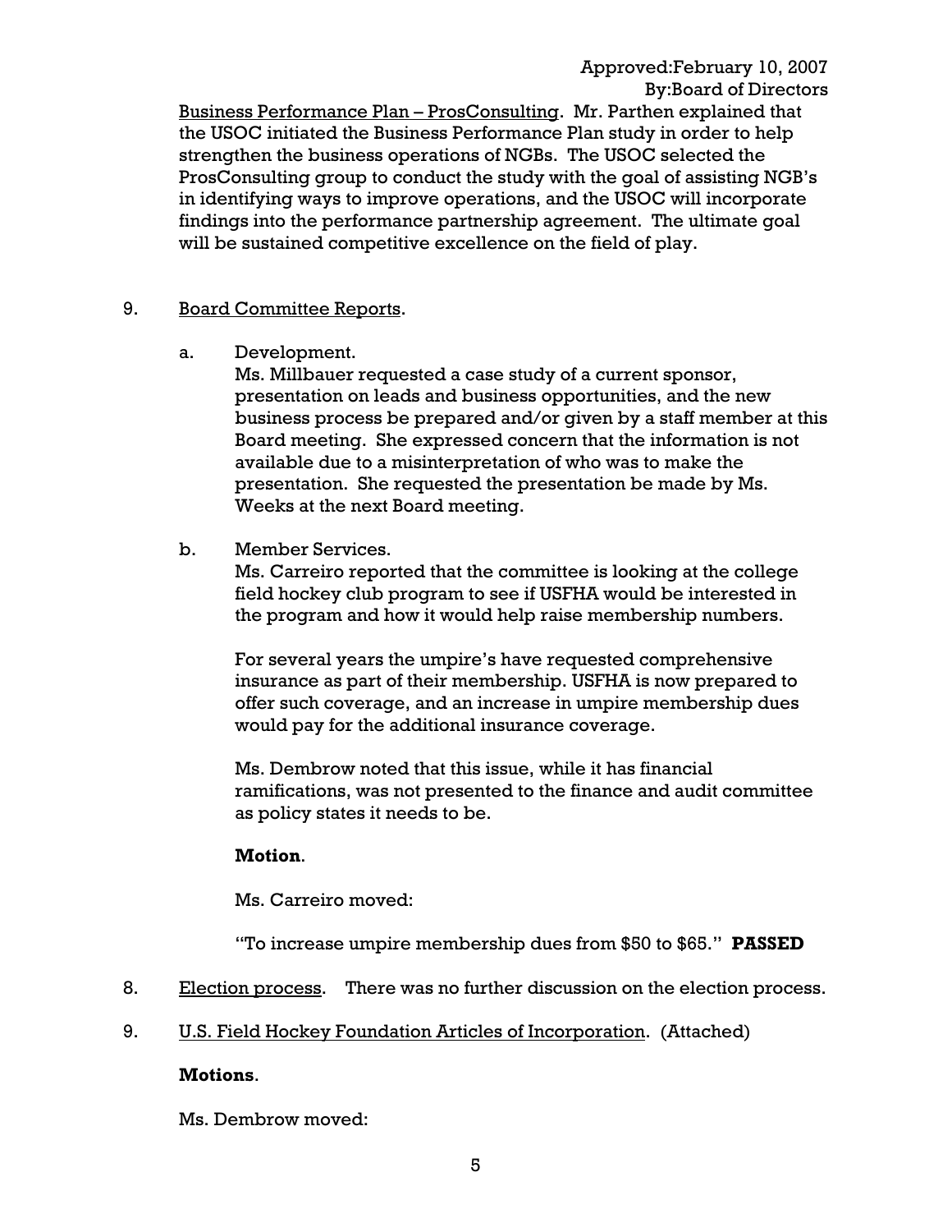Approved:February 10, 2007
By:Board of Directors

Business Performance Plan – ProsConsulting. Mr. Parthen explained that the USOC initiated the Business Performance Plan study in order to help strengthen the business operations of NGBs. The USOC selected the ProsConsulting group to conduct the study with the goal of assisting NGB's in identifying ways to improve operations, and the USOC will incorporate findings into the performance partnership agreement. The ultimate goal will be sustained competitive excellence on the field of play.

9. Board Committee Reports.

   a. Development.
   Ms. Millbauer requested a case study of a current sponsor, presentation on leads and business opportunities, and the new business process be prepared and/or given by a staff member at this Board meeting. She expressed concern that the information is not available due to a misinterpretation of who was to make the presentation. She requested the presentation be made by Ms. Weeks at the next Board meeting.

   b. Member Services.
   Ms. Carreiro reported that the committee is looking at the college field hockey club program to see if USFHA would be interested in the program and how it would help raise membership numbers.

   For several years the umpire's have requested comprehensive insurance as part of their membership. USFHA is now prepared to offer such coverage, and an increase in umpire membership dues would pay for the additional insurance coverage.

   Ms. Dembrow noted that this issue, while it has financial ramifications, was not presented to the finance and audit committee as policy states it needs to be.

   **Motion**.

   Ms. Carreiro moved:

   "To increase umpire membership dues from $50 to $65." **PASSED**

8. Election process. There was no further discussion on the election process.

9. U.S. Field Hockey Foundation Articles of Incorporation. (Attached)

   **Motions**.

   Ms. Dembrow moved: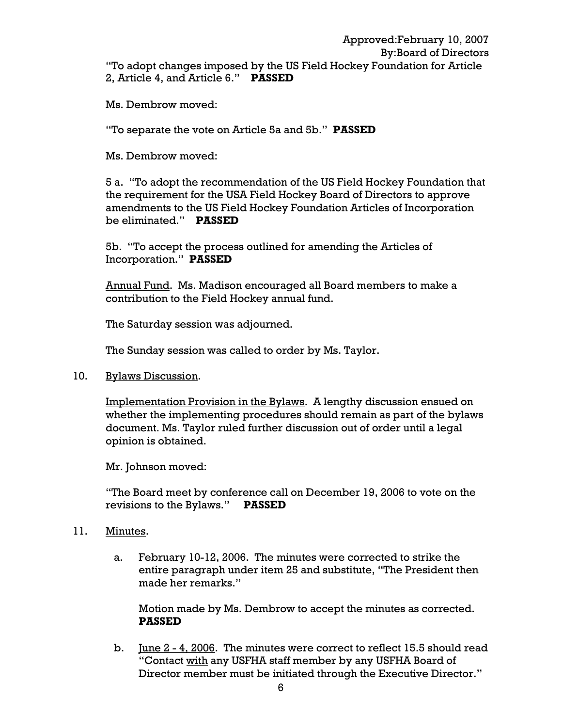Approved:February 10, 2007
By:Board of Directors

"To adopt changes imposed by the US Field Hockey Foundation for Article 2, Article 4, and Article 6." **PASSED**

Ms. Dembrow moved:

"To separate the vote on Article 5a and 5b." **PASSED**

Ms. Dembrow moved:

5 a. "To adopt the recommendation of the US Field Hockey Foundation that the requirement for the USA Field Hockey Board of Directors to approve amendments to the US Field Hockey Foundation Articles of Incorporation be eliminated." **PASSED**

5b. "To accept the process outlined for amending the Articles of Incorporation." **PASSED**

Annual Fund. Ms. Madison encouraged all Board members to make a contribution to the Field Hockey annual fund.

The Saturday session was adjourned.

The Sunday session was called to order by Ms. Taylor.

10. Bylaws Discussion.

    Implementation Provision in the Bylaws. A lengthy discussion ensued on whether the implementing procedures should remain as part of the bylaws document. Ms. Taylor ruled further discussion out of order until a legal opinion is obtained.

    Mr. Johnson moved:

    "The Board meet by conference call on December 19, 2006 to vote on the revisions to the Bylaws." **PASSED**

11. Minutes.

    a. February 10-12, 2006. The minutes were corrected to strike the entire paragraph under item 25 and substitute, "The President then made her remarks."

       Motion made by Ms. Dembrow to accept the minutes as corrected. **PASSED**

    b. June 2 - 4, 2006. The minutes were correct to reflect 15.5 should read "Contact with any USFHA staff member by any USFHA Board of Director member must be initiated through the Executive Director."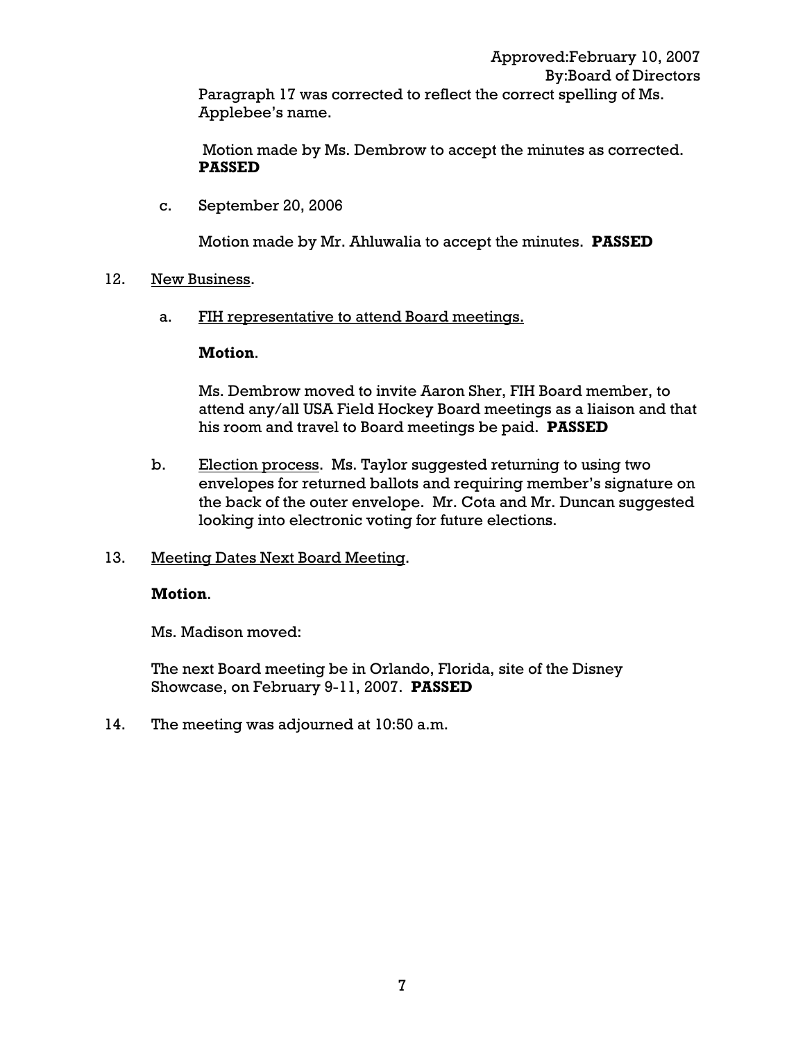Approved:February 10, 2007
By:Board of Directors

Paragraph 17 was corrected to reflect the correct spelling of Ms. Applebee's name.

Motion made by Ms. Dembrow to accept the minutes as corrected. **PASSED**

c. September 20, 2006

Motion made by Mr. Ahluwalia to accept the minutes. **PASSED**

12. New Business.

a. FIH representative to attend Board meetings.

**Motion**.

Ms. Dembrow moved to invite Aaron Sher, FIH Board member, to attend any/all USA Field Hockey Board meetings as a liaison and that his room and travel to Board meetings be paid. **PASSED**

b. Election process. Ms. Taylor suggested returning to using two envelopes for returned ballots and requiring member's signature on the back of the outer envelope. Mr. Cota and Mr. Duncan suggested looking into electronic voting for future elections.

13. Meeting Dates Next Board Meeting.

**Motion**.

Ms. Madison moved:

The next Board meeting be in Orlando, Florida, site of the Disney Showcase, on February 9-11, 2007. **PASSED**

14. The meeting was adjourned at 10:50 a.m.